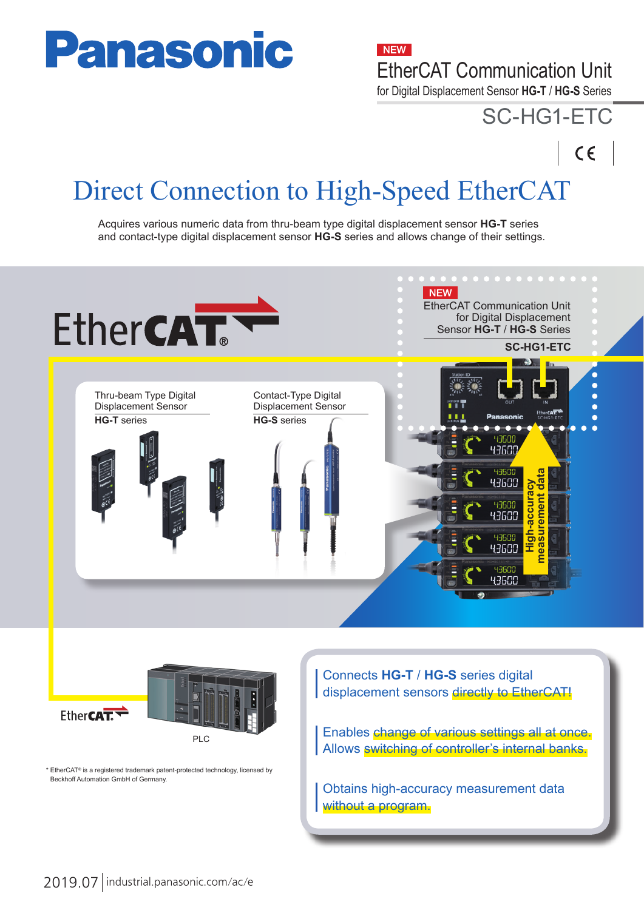# Panasonic

NEW

## EtherCAT Communication Unit

for Digital Displacement Sensor **HG-T** / **HG-S** Series

## SC-HG1-ETC

# Direct Connection to High-Speed EtherCAT

Acquires various numeric data from thru-beam type digital displacement sensor **HG-T** series and contact-type digital displacement sensor **HG-S** series and allows change of their settings.

EtherCAT®

NEW

EtherCAT Communication Unit for Digital Displacement Sensor **HG-T** / **HG-S** Series

**SC-HG1-ETC**

Thru-beam Type Digital Displacement Sensor
**HG-T** series

Contact-Type Digital Displacement Sensor
**HG-S** series

High-accuracy measurement data

EtherCAT

PLC

\* EtherCAT® is a registered trademark patent-protected technology, licensed by Beckhoff Automation GmbH of Germany.

- Connects **HG-T** / **HG-S** series digital displacement sensors directly to EtherCAT!
- Enables change of various settings all at once. Allows switching of controller's internal banks.
- Obtains high-accuracy measurement data without a program.

2019.07 | industrial.panasonic.com/ac/e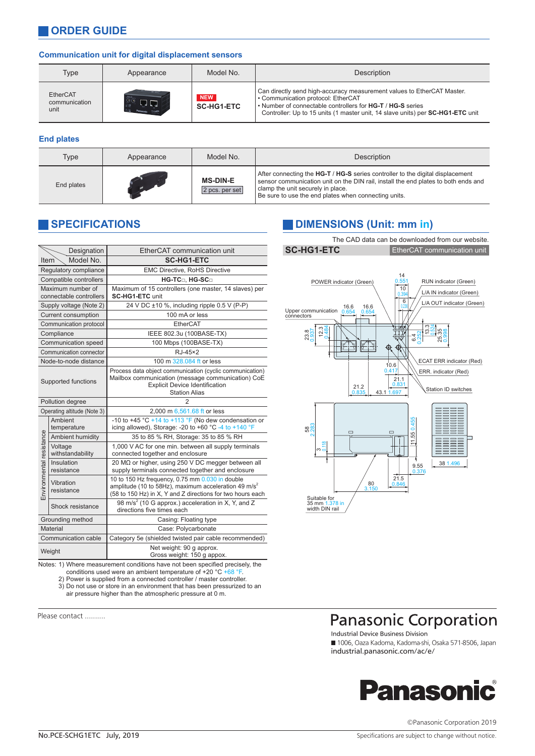# ORDER GUIDE

### Communication unit for digital displacement sensors

| Type | Appearance | Model No. | Description |
|---|---|---|---|
| EtherCAT communication unit | | NEW **SC-HG1-ETC** | Can directly send high-accuracy measurement values to EtherCAT Master. • Communication protocol: EtherCAT • Number of connectable controllers for **HG-T** / **HG-S** series Controller: Up to 15 units (1 master unit, 14 slave units) per **SC-HG1-ETC** unit |

### End plates

| Type | Appearance | Model No. | Description |
|---|---|---|---|
| End plates | | **MS-DIN-E** 2 pcs. per set | After connecting the **HG-T** / **HG-S** series controller to the digital displacement sensor communication unit on the DIN rail, install the end plates to both ends and clamp the unit securely in place. Be sure to use the end plates when connecting units. |

# SPECIFICATIONS

| Item \ Designation | | EtherCAT communication unit |
|---|---|---|
| Item \ Model No. | | **SC-HG1-ETC** |
| Regulatory compliance | | EMC Directive, RoHS Directive |
| Compatible controllers | | **HG-TC□**, **HG-SC□** |
| Maximum number of connectable controllers | | Maximum of 15 controllers (one master, 14 slaves) per **SC-HG1-ETC** unit |
| Supply voltage (Note 2) | | 24 V DC ±10 %, including ripple 0.5 V (P-P) |
| Current consumption | | 100 mA or less |
| Communication protocol | | EtherCAT |
| Compliance | | IEEE 802.3u (100BASE-TX) |
| Communication speed | | 100 Mbps (100BASE-TX) |
| Communication connector | | RJ-45×2 |
| Node-to-node distance | | 100 m 328.084 ft or less |
| Supported functions | | Process data object communication (cyclic communication) Mailbox communication (message communication) CoE Explicit Device Identification Station Alias |
| Pollution degree | | 2 |
| Operating altitude (Note 3) | | 2,000 m 6,561.68 ft or less |
| Environmental resistance | Ambient temperature | -10 to +45 °C +14 to +113 °F (No dew condensation or icing allowed), Storage: -20 to +60 °C -4 to +140 °F |
| | Ambient humidity | 35 to 85 % RH, Storage: 35 to 85 % RH |
| | Voltage withstandability | 1,000 V AC for one min. between all supply terminals connected together and enclosure |
| | Insulation resistance | 20 MΩ or higher, using 250 V DC megger between all supply terminals connected together and enclosure |
| | Vibration resistance | 10 to 150 Hz frequency, 0.75 mm 0.030 in double amplitude (10 to 58Hz), maximum acceleration 49 $m/s^2$ (58 to 150 Hz) in X, Y and Z directions for two hours each |
| | Shock resistance | 98 $m/s^2$ (10 G approx.) acceleration in X, Y, and Z directions five times each |
| Grounding method | | Casing: Floating type |
| Material | | Case: Polycarbonate |
| Communication cable | | Category 5e (shielded twisted pair cable recommended) |
| Weight | | Net weight: 90 g approx. Gross weight: 150 g appox. |

Notes: 1) Where measurement conditions have not been specified precisely, the conditions used were an ambient temperature of +20 °C +68 °F.
2) Power is supplied from a connected controller / master controller.
3) Do not use or store in an environment that has been pressurized to an air pressure higher than the atmospheric pressure at 0 m.

# DIMENSIONS (Unit: mm in)

The CAD data can be downloaded from our website.

**SC-HG1-ETC** EtherCAT communication unit

POWER indicator (Green)
RUN indicator (Green)
L/A IN indicator (Green)
L/A OUT indicator (Green)
Upper communication connectors
ECAT ERR indicator (Red)
ERR. indicator (Red)
Station ID switches
Suitable for 35 mm 1.378 in width DIN rail

14 0.551
10 0.394
6 0.236
16.6 0.654
16.6 0.654
23.8 0.937
12.3 0.484
6.4 0.252
13.3 0.524
25.35 0.998
10.6 0.417
21.1 0.831
21.2 0.835
43.1 1.697
58 2.283
3 0.118
11.55 0.455
9.55 0.376
38 1.496
21.5 0.846
80 3.150

Please contact ..........

Panasonic Corporation
Industrial Device Business Division
■ 1006, Oaza Kadoma, Kadoma-shi, Osaka 571-8506, Japan
industrial.panasonic.com/ac/e/

Panasonic

©Panasonic Corporation 2019

No.PCE-SCHG1ETC July, 2019

Specifications are subject to change without notice.